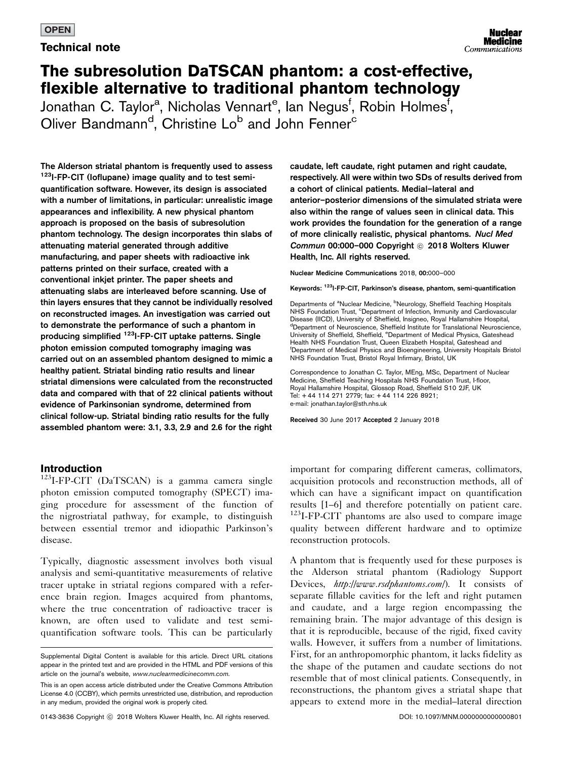OPEN

Technical note

# The subresolution DaTSCAN phantom: a cost-effective, flexible alternative to traditional phantom technology

Jonathan C. Taylor[a], Nicholas Vennart[e], Ian Negus[f], Robin Holmes[f], Oliver Bandmann[d], Christine Lo[b] and John Fenner[c]

**The Alderson striatal phantom is frequently used to assess $^{123}$I-FP-CIT (Ioflupane) image quality and to test semi-quantification software. However, its design is associated with a number of limitations, in particular: unrealistic image appearances and inflexibility. A new physical phantom approach is proposed on the basis of subresolution phantom technology. The design incorporates thin slabs of attenuating material generated through additive manufacturing, and paper sheets with radioactive ink patterns printed on their surface, created with a conventional inkjet printer. The paper sheets and attenuating slabs are interleaved before scanning. Use of thin layers ensures that they cannot be individually resolved on reconstructed images. An investigation was carried out to demonstrate the performance of such a phantom in producing simplified $^{123}$I-FP-CIT uptake patterns. Single photon emission computed tomography imaging was carried out on an assembled phantom designed to mimic a healthy patient. Striatal binding ratio results and linear striatal dimensions were calculated from the reconstructed data and compared with that of 22 clinical patients without evidence of Parkinsonian syndrome, determined from clinical follow-up. Striatal binding ratio results for the fully assembled phantom were: 3.1, 3.3, 2.9 and 2.6 for the right caudate, left caudate, right putamen and right caudate, respectively. All were within two SDs of results derived from a cohort of clinical patients. Medial–lateral and anterior–posterior dimensions of the simulated striata were also within the range of values seen in clinical data. This work provides the foundation for the generation of a range of more clinically realistic, physical phantoms. *Nucl Med Commun* 00:000–000 Copyright © 2018 Wolters Kluwer Health, Inc. All rights reserved.**

Nuclear Medicine Communications 2018, 00:000–000

**Keywords:** $^{123}$I-FP-CIT, Parkinson's disease, phantom, semi-quantification

Departments of [a]Nuclear Medicine, [b]Neurology, Sheffield Teaching Hospitals NHS Foundation Trust, [c]Department of Infection, Immunity and Cardiovascular Disease (IICD), University of Sheffield, Insigneo, Royal Hallamshire Hospital, [d]Department of Neuroscience, Sheffield Institute for Translational Neuroscience, University of Sheffield, Sheffield, [e]Department of Medical Physics, Gateshead Health NHS Foundation Trust, Queen Elizabeth Hospital, Gateshead and [f]Department of Medical Physics and Bioengineering, University Hospitals Bristol NHS Foundation Trust, Bristol Royal Infirmary, Bristol, UK

Correspondence to Jonathan C. Taylor, MEng, MSc, Department of Nuclear Medicine, Sheffield Teaching Hospitals NHS Foundation Trust, I-floor, Royal Hallamshire Hospital, Glossop Road, Sheffield S10 2JF, UK
Tel: +44 114 271 2779; fax: +44 114 226 8921;
e-mail: jonathan.taylor@sth.nhs.uk

Received 30 June 2017 Accepted 2 January 2018

## Introduction

$^{123}$I-FP-CIT (DaTSCAN) is a gamma camera single photon emission computed tomography (SPECT) imaging procedure for assessment of the function of the nigrostriatal pathway, for example, to distinguish between essential tremor and idiopathic Parkinson's disease.

Typically, diagnostic assessment involves both visual analysis and semi-quantitative measurements of relative tracer uptake in striatal regions compared with a reference brain region. Images acquired from phantoms, where the true concentration of radioactive tracer is known, are often used to validate and test semi-quantification software tools. This can be particularly important for comparing different cameras, collimators, acquisition protocols and reconstruction methods, all of which can have a significant impact on quantification results [1–6] and therefore potentially on patient care. $^{123}$I-FP-CIT phantoms are also used to compare image quality between different hardware and to optimize reconstruction protocols.

A phantom that is frequently used for these purposes is the Alderson striatal phantom (Radiology Support Devices, *http://www.rsdphantoms.com/*). It consists of separate fillable cavities for the left and right putamen and caudate, and a large region encompassing the remaining brain. The major advantage of this design is that it is reproducible, because of the rigid, fixed cavity walls. However, it suffers from a number of limitations. First, for an anthropomorphic phantom, it lacks fidelity as the shape of the putamen and caudate sections do not resemble that of most clinical patients. Consequently, in reconstructions, the phantom gives a striatal shape that appears to extend more in the medial–lateral direction

Supplemental Digital Content is available for this article. Direct URL citations appear in the printed text and are provided in the HTML and PDF versions of this article on the journal's website, *www.nuclearmedicinecomm.com*.

This is an open access article distributed under the Creative Commons Attribution License 4.0 (CCBY), which permits unrestricted use, distribution, and reproduction in any medium, provided the original work is properly cited.

0143-3636 Copyright © 2018 Wolters Kluwer Health, Inc. All rights reserved. DOI: 10.1097/MNM.0000000000000801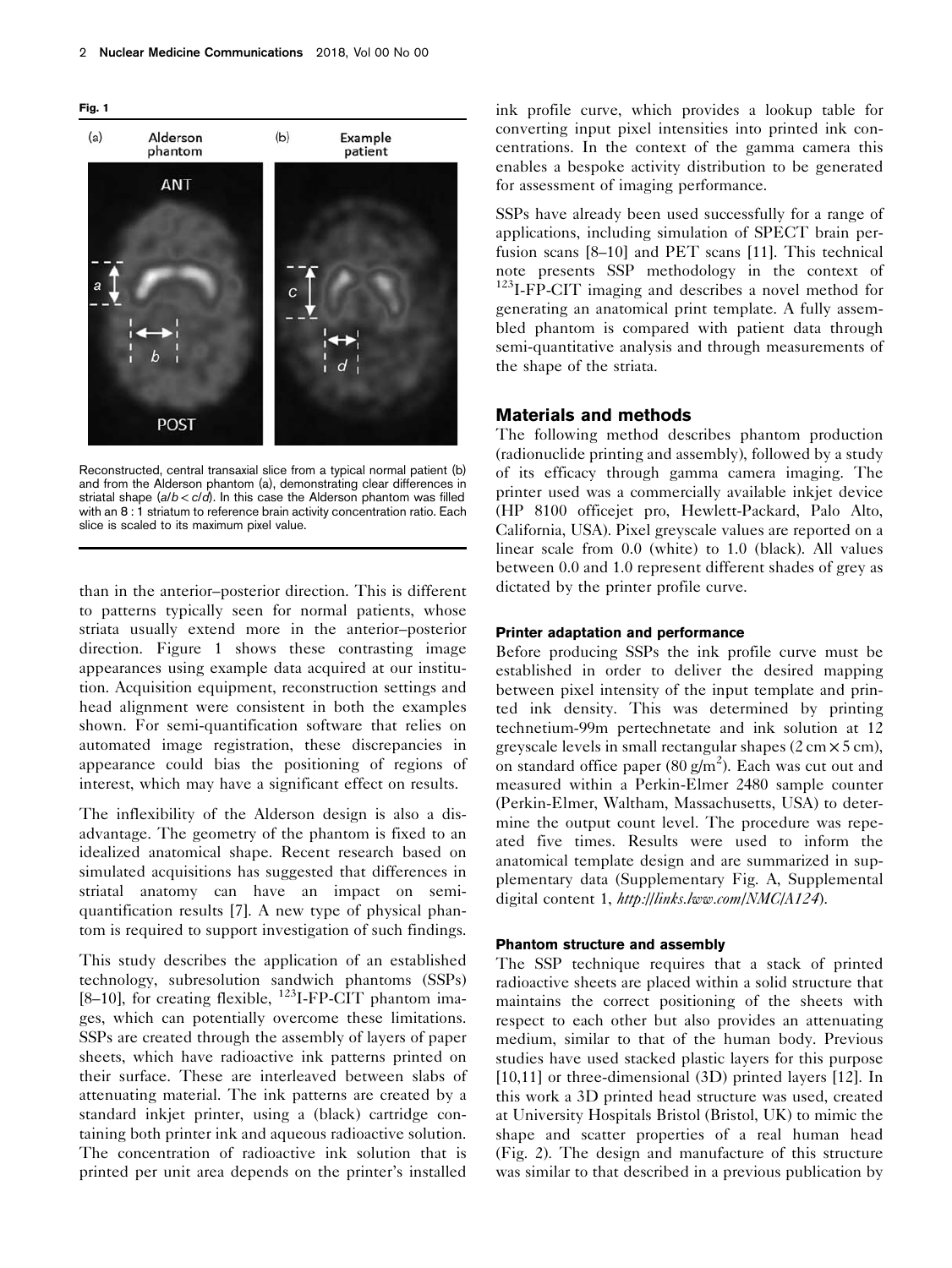Fig. 1

Reconstructed, central transaxial slice from a typical normal patient (b) and from the Alderson phantom (a), demonstrating clear differences in striatal shape ($a/b < c/d$). In this case the Alderson phantom was filled with an 8 : 1 striatum to reference brain activity concentration ratio. Each slice is scaled to its maximum pixel value.

than in the anterior–posterior direction. This is different to patterns typically seen for normal patients, whose striata usually extend more in the anterior–posterior direction. Figure 1 shows these contrasting image appearances using example data acquired at our institution. Acquisition equipment, reconstruction settings and head alignment were consistent in both the examples shown. For semi-quantification software that relies on automated image registration, these discrepancies in appearance could bias the positioning of regions of interest, which may have a significant effect on results.

The inflexibility of the Alderson design is also a disadvantage. The geometry of the phantom is fixed to an idealized anatomical shape. Recent research based on simulated acquisitions has suggested that differences in striatal anatomy can have an impact on semi-quantification results [7]. A new type of physical phantom is required to support investigation of such findings.

This study describes the application of an established technology, subresolution sandwich phantoms (SSPs) [8–10], for creating flexible, $^{123}$I-FP-CIT phantom images, which can potentially overcome these limitations. SSPs are created through the assembly of layers of paper sheets, which have radioactive ink patterns printed on their surface. These are interleaved between slabs of attenuating material. The ink patterns are created by a standard inkjet printer, using a (black) cartridge containing both printer ink and aqueous radioactive solution. The concentration of radioactive ink solution that is printed per unit area depends on the printer's installed ink profile curve, which provides a lookup table for converting input pixel intensities into printed ink concentrations. In the context of the gamma camera this enables a bespoke activity distribution to be generated for assessment of imaging performance.

SSPs have already been used successfully for a range of applications, including simulation of SPECT brain perfusion scans [8–10] and PET scans [11]. This technical note presents SSP methodology in the context of $^{123}$I-FP-CIT imaging and describes a novel method for generating an anatomical print template. A fully assembled phantom is compared with patient data through semi-quantitative analysis and through measurements of the shape of the striata.

## Materials and methods

The following method describes phantom production (radionuclide printing and assembly), followed by a study of its efficacy through gamma camera imaging. The printer used was a commercially available inkjet device (HP 8100 officejet pro, Hewlett-Packard, Palo Alto, California, USA). Pixel greyscale values are reported on a linear scale from 0.0 (white) to 1.0 (black). All values between 0.0 and 1.0 represent different shades of grey as dictated by the printer profile curve.

### Printer adaptation and performance

Before producing SSPs the ink profile curve must be established in order to deliver the desired mapping between pixel intensity of the input template and printed ink density. This was determined by printing technetium-99m pertechnetate and ink solution at 12 greyscale levels in small rectangular shapes (2 cm × 5 cm), on standard office paper (80 g/m$^2$). Each was cut out and measured within a Perkin-Elmer 2480 sample counter (Perkin-Elmer, Waltham, Massachusetts, USA) to determine the output count level. The procedure was repeated five times. Results were used to inform the anatomical template design and are summarized in supplementary data (Supplementary Fig. A, Supplemental digital content 1, *http://links.lww.com/NMC/A124*).

### Phantom structure and assembly

The SSP technique requires that a stack of printed radioactive sheets are placed within a solid structure that maintains the correct positioning of the sheets with respect to each other but also provides an attenuating medium, similar to that of the human body. Previous studies have used stacked plastic layers for this purpose [10,11] or three-dimensional (3D) printed layers [12]. In this work a 3D printed head structure was used, created at University Hospitals Bristol (Bristol, UK) to mimic the shape and scatter properties of a real human head (Fig. 2). The design and manufacture of this structure was similar to that described in a previous publication by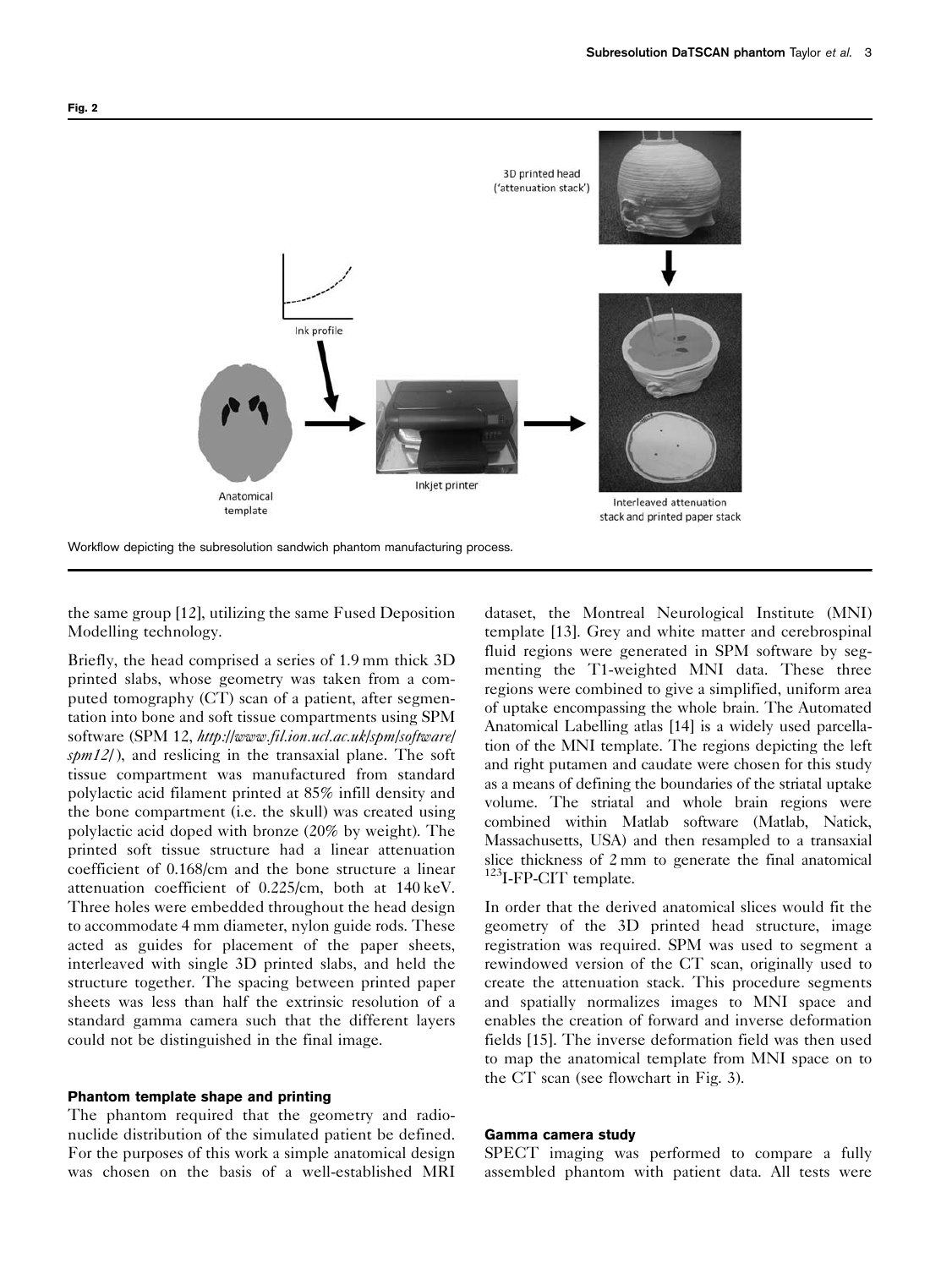**Fig. 2**

Workflow depicting the subresolution sandwich phantom manufacturing process.

the same group [12], utilizing the same Fused Deposition Modelling technology.

Briefly, the head comprised a series of 1.9 mm thick 3D printed slabs, whose geometry was taken from a computed tomography (CT) scan of a patient, after segmentation into bone and soft tissue compartments using SPM software (SPM 12, *http://www.fil.ion.ucl.ac.uk/spm/software/spm12/*), and reslicing in the transaxial plane. The soft tissue compartment was manufactured from standard polylactic acid filament printed at 85% infill density and the bone compartment (i.e. the skull) was created using polylactic acid doped with bronze (20% by weight). The printed soft tissue structure had a linear attenuation coefficient of 0.168/cm and the bone structure a linear attenuation coefficient of 0.225/cm, both at 140 keV. Three holes were embedded throughout the head design to accommodate 4 mm diameter, nylon guide rods. These acted as guides for placement of the paper sheets, interleaved with single 3D printed slabs, and held the structure together. The spacing between printed paper sheets was less than half the extrinsic resolution of a standard gamma camera such that the different layers could not be distinguished in the final image.

### Phantom template shape and printing

The phantom required that the geometry and radionuclide distribution of the simulated patient be defined. For the purposes of this work a simple anatomical design was chosen on the basis of a well-established MRI dataset, the Montreal Neurological Institute (MNI) template [13]. Grey and white matter and cerebrospinal fluid regions were generated in SPM software by segmenting the T1-weighted MNI data. These three regions were combined to give a simplified, uniform area of uptake encompassing the whole brain. The Automated Anatomical Labelling atlas [14] is a widely used parcellation of the MNI template. The regions depicting the left and right putamen and caudate were chosen for this study as a means of defining the boundaries of the striatal uptake volume. The striatal and whole brain regions were combined within Matlab software (Matlab, Natick, Massachusetts, USA) and then resampled to a transaxial slice thickness of 2 mm to generate the final anatomical $^{123}$I-FP-CIT template.

In order that the derived anatomical slices would fit the geometry of the 3D printed head structure, image registration was required. SPM was used to segment a rewindowed version of the CT scan, originally used to create the attenuation stack. This procedure segments and spatially normalizes images to MNI space and enables the creation of forward and inverse deformation fields [15]. The inverse deformation field was then used to map the anatomical template from MNI space on to the CT scan (see flowchart in Fig. 3).

### Gamma camera study

SPECT imaging was performed to compare a fully assembled phantom with patient data. All tests were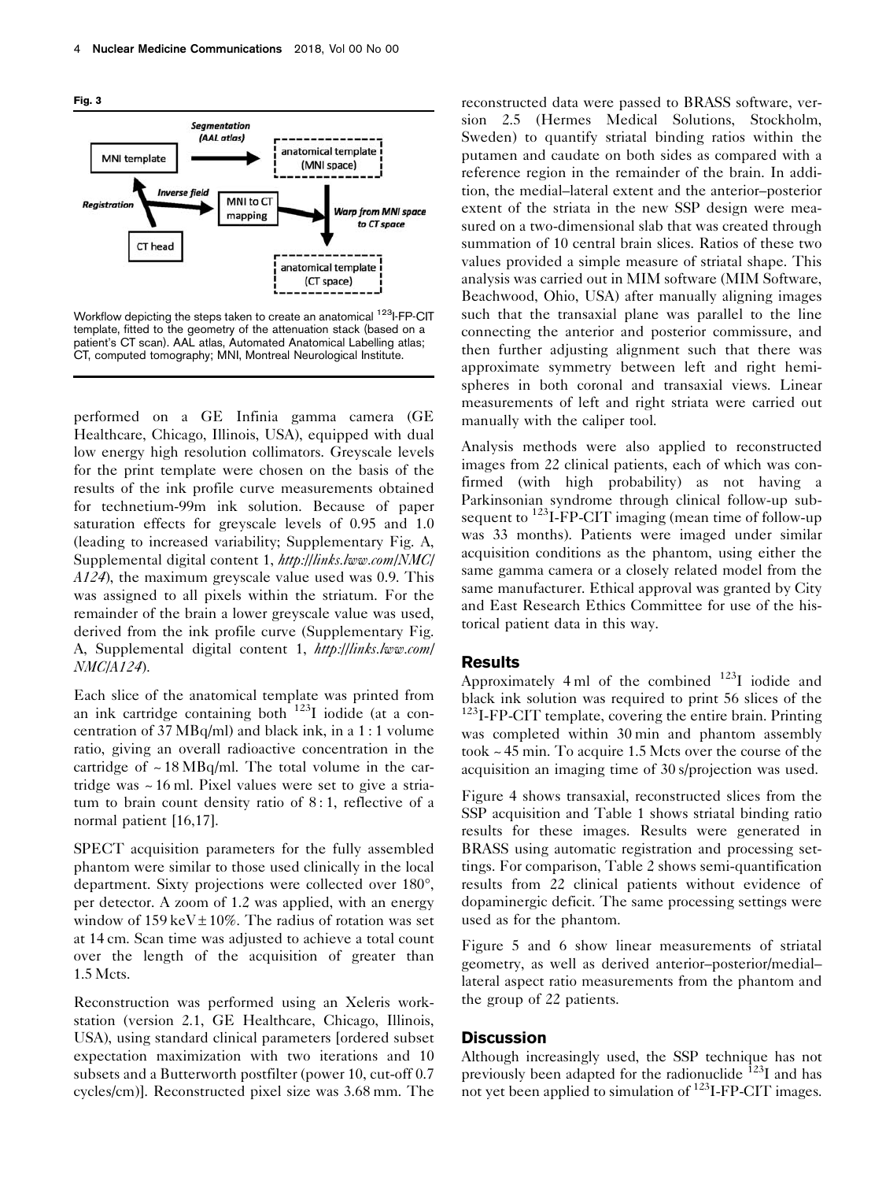**Fig. 3**

Workflow depicting the steps taken to create an anatomical $^{123}$I-FP-CIT template, fitted to the geometry of the attenuation stack (based on a patient's CT scan). AAL atlas, Automated Anatomical Labelling atlas; CT, computed tomography; MNI, Montreal Neurological Institute.

performed on a GE Infinia gamma camera (GE Healthcare, Chicago, Illinois, USA), equipped with dual low energy high resolution collimators. Greyscale levels for the print template were chosen on the basis of the results of the ink profile curve measurements obtained for technetium-99m ink solution. Because of paper saturation effects for greyscale levels of 0.95 and 1.0 (leading to increased variability; Supplementary Fig. A, Supplemental digital content 1, *http://links.lww.com/NMC/A124*), the maximum greyscale value used was 0.9. This was assigned to all pixels within the striatum. For the remainder of the brain a lower greyscale value was used, derived from the ink profile curve (Supplementary Fig. A, Supplemental digital content 1, *http://links.lww.com/NMC/A124*).

Each slice of the anatomical template was printed from an ink cartridge containing both $^{123}$I iodide (at a concentration of 37 MBq/ml) and black ink, in a 1 : 1 volume ratio, giving an overall radioactive concentration in the cartridge of ~18 MBq/ml. The total volume in the cartridge was ~16 ml. Pixel values were set to give a striatum to brain count density ratio of 8 : 1, reflective of a normal patient [16,17].

SPECT acquisition parameters for the fully assembled phantom were similar to those used clinically in the local department. Sixty projections were collected over 180°, per detector. A zoom of 1.2 was applied, with an energy window of 159 keV ± 10%. The radius of rotation was set at 14 cm. Scan time was adjusted to achieve a total count over the length of the acquisition of greater than 1.5 Mcts.

Reconstruction was performed using an Xeleris workstation (version 2.1, GE Healthcare, Chicago, Illinois, USA), using standard clinical parameters [ordered subset expectation maximization with two iterations and 10 subsets and a Butterworth postfilter (power 10, cut-off 0.7 cycles/cm)]. Reconstructed pixel size was 3.68 mm. The reconstructed data were passed to BRASS software, version 2.5 (Hermes Medical Solutions, Stockholm, Sweden) to quantify striatal binding ratios within the putamen and caudate on both sides as compared with a reference region in the remainder of the brain. In addition, the medial–lateral extent and the anterior–posterior extent of the striata in the new SSP design were measured on a two-dimensional slab that was created through summation of 10 central brain slices. Ratios of these two values provided a simple measure of striatal shape. This analysis was carried out in MIM software (MIM Software, Beachwood, Ohio, USA) after manually aligning images such that the transaxial plane was parallel to the line connecting the anterior and posterior commissure, and then further adjusting alignment such that there was approximate symmetry between left and right hemispheres in both coronal and transaxial views. Linear measurements of left and right striata were carried out manually with the caliper tool.

Analysis methods were also applied to reconstructed images from 22 clinical patients, each of which was confirmed (with high probability) as not having a Parkinsonian syndrome through clinical follow-up subsequent to $^{123}$I-FP-CIT imaging (mean time of follow-up was 33 months). Patients were imaged under similar acquisition conditions as the phantom, using either the same gamma camera or a closely related model from the same manufacturer. Ethical approval was granted by City and East Research Ethics Committee for use of the historical patient data in this way.

## Results

Approximately 4 ml of the combined $^{123}$I iodide and black ink solution was required to print 56 slices of the $^{123}$I-FP-CIT template, covering the entire brain. Printing was completed within 30 min and phantom assembly took ~45 min. To acquire 1.5 Mcts over the course of the acquisition an imaging time of 30 s/projection was used.

Figure 4 shows transaxial, reconstructed slices from the SSP acquisition and Table 1 shows striatal binding ratio results for these images. Results were generated in BRASS using automatic registration and processing settings. For comparison, Table 2 shows semi-quantification results from 22 clinical patients without evidence of dopaminergic deficit. The same processing settings were used as for the phantom.

Figure 5 and 6 show linear measurements of striatal geometry, as well as derived anterior–posterior/medial–lateral aspect ratio measurements from the phantom and the group of 22 patients.

## Discussion

Although increasingly used, the SSP technique has not previously been adapted for the radionuclide $^{123}$I and has not yet been applied to simulation of $^{123}$I-FP-CIT images.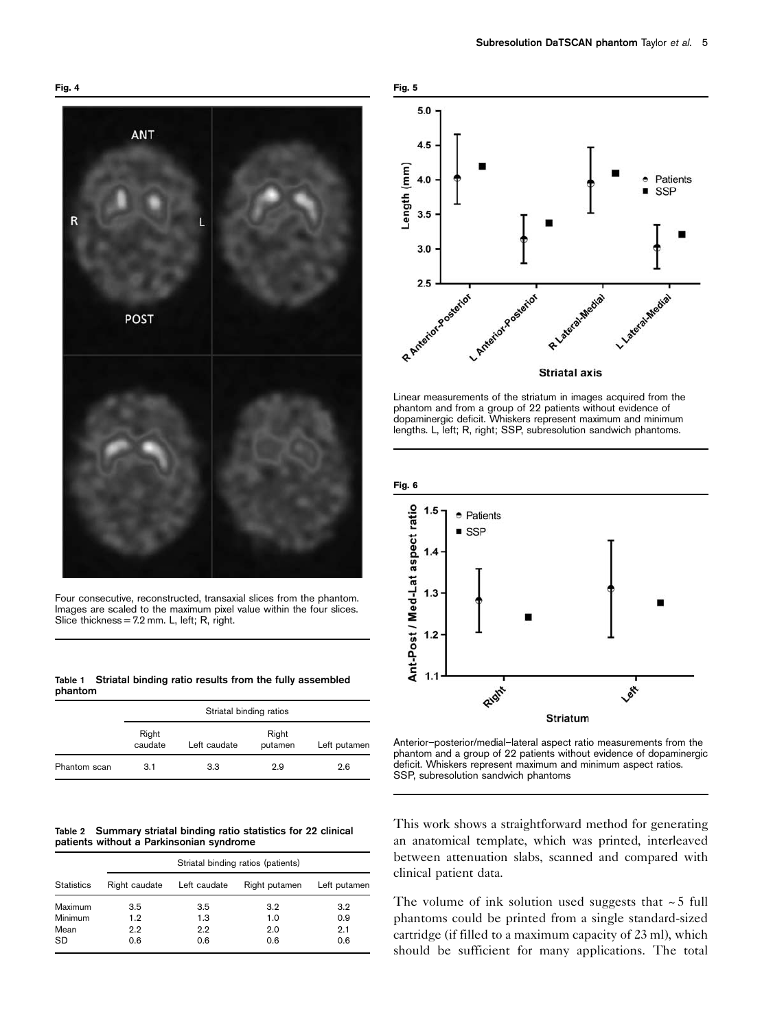**Fig. 4**

Four consecutive, reconstructed, transaxial slices from the phantom. Images are scaled to the maximum pixel value within the four slices. Slice thickness = 7.2 mm. L, left; R, right.

**Table 1 Striatal binding ratio results from the fully assembled phantom**

| | Striatal binding ratios | | | |
|---|---|---|---|---|
| | Right caudate | Left caudate | Right putamen | Left putamen |
| Phantom scan | 3.1 | 3.3 | 2.9 | 2.6 |

**Table 2 Summary striatal binding ratio statistics for 22 clinical patients without a Parkinsonian syndrome**

| | Striatal binding ratios (patients) | | | |
|---|---|---|---|---|
| Statistics | Right caudate | Left caudate | Right putamen | Left putamen |
| Maximum | 3.5 | 3.5 | 3.2 | 3.2 |
| Minimum | 1.2 | 1.3 | 1.0 | 0.9 |
| Mean | 2.2 | 2.2 | 2.0 | 2.1 |
| SD | 0.6 | 0.6 | 0.6 | 0.6 |

**Fig. 5**

Linear measurements of the striatum in images acquired from the phantom and from a group of 22 patients without evidence of dopaminergic deficit. Whiskers represent maximum and minimum lengths. L, left; R, right; SSP, subresolution sandwich phantoms.

**Fig. 6**

Anterior–posterior/medial–lateral aspect ratio measurements from the phantom and a group of 22 patients without evidence of dopaminergic deficit. Whiskers represent maximum and minimum aspect ratios. SSP, subresolution sandwich phantoms

This work shows a straightforward method for generating an anatomical template, which was printed, interleaved between attenuation slabs, scanned and compared with clinical patient data.

The volume of ink solution used suggests that ~5 full phantoms could be printed from a single standard-sized cartridge (if filled to a maximum capacity of 23 ml), which should be sufficient for many applications. The total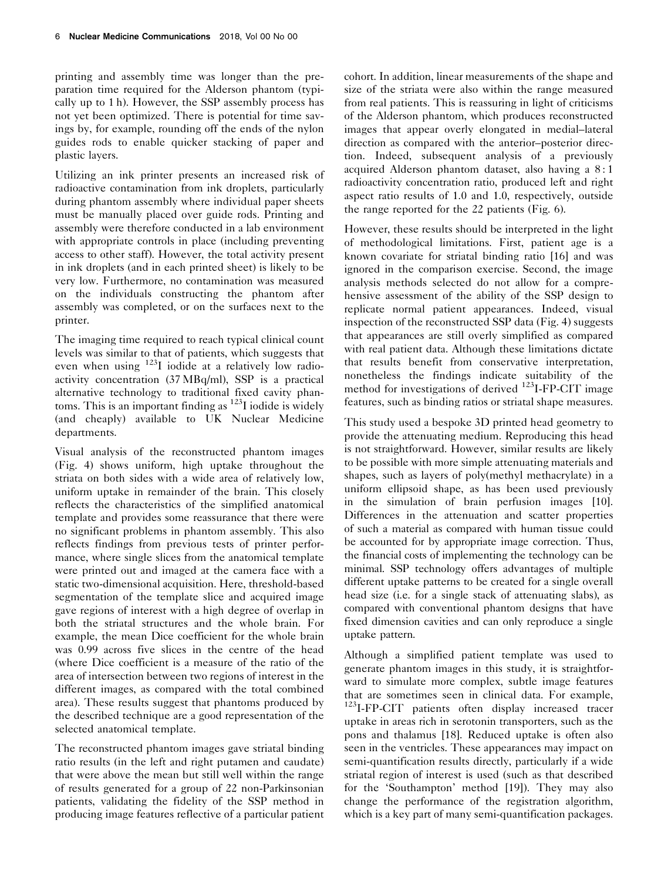printing and assembly time was longer than the preparation time required for the Alderson phantom (typically up to 1 h). However, the SSP assembly process has not yet been optimized. There is potential for time savings by, for example, rounding off the ends of the nylon guides rods to enable quicker stacking of paper and plastic layers.

Utilizing an ink printer presents an increased risk of radioactive contamination from ink droplets, particularly during phantom assembly where individual paper sheets must be manually placed over guide rods. Printing and assembly were therefore conducted in a lab environment with appropriate controls in place (including preventing access to other staff). However, the total activity present in ink droplets (and in each printed sheet) is likely to be very low. Furthermore, no contamination was measured on the individuals constructing the phantom after assembly was completed, or on the surfaces next to the printer.

The imaging time required to reach typical clinical count levels was similar to that of patients, which suggests that even when using $^{123}$I iodide at a relatively low radioactivity concentration (37 MBq/ml), SSP is a practical alternative technology to traditional fixed cavity phantoms. This is an important finding as $^{123}$I iodide is widely (and cheaply) available to UK Nuclear Medicine departments.

Visual analysis of the reconstructed phantom images (Fig. 4) shows uniform, high uptake throughout the striata on both sides with a wide area of relatively low, uniform uptake in remainder of the brain. This closely reflects the characteristics of the simplified anatomical template and provides some reassurance that there were no significant problems in phantom assembly. This also reflects findings from previous tests of printer performance, where single slices from the anatomical template were printed out and imaged at the camera face with a static two-dimensional acquisition. Here, threshold-based segmentation of the template slice and acquired image gave regions of interest with a high degree of overlap in both the striatal structures and the whole brain. For example, the mean Dice coefficient for the whole brain was 0.99 across five slices in the centre of the head (where Dice coefficient is a measure of the ratio of the area of intersection between two regions of interest in the different images, as compared with the total combined area). These results suggest that phantoms produced by the described technique are a good representation of the selected anatomical template.

The reconstructed phantom images gave striatal binding ratio results (in the left and right putamen and caudate) that were above the mean but still well within the range of results generated for a group of 22 non-Parkinsonian patients, validating the fidelity of the SSP method in producing image features reflective of a particular patient cohort. In addition, linear measurements of the shape and size of the striata were also within the range measured from real patients. This is reassuring in light of criticisms of the Alderson phantom, which produces reconstructed images that appear overly elongated in medial–lateral direction as compared with the anterior–posterior direction. Indeed, subsequent analysis of a previously acquired Alderson phantom dataset, also having a 8 : 1 radioactivity concentration ratio, produced left and right aspect ratio results of 1.0 and 1.0, respectively, outside the range reported for the 22 patients (Fig. 6).

However, these results should be interpreted in the light of methodological limitations. First, patient age is a known covariate for striatal binding ratio [16] and was ignored in the comparison exercise. Second, the image analysis methods selected do not allow for a comprehensive assessment of the ability of the SSP design to replicate normal patient appearances. Indeed, visual inspection of the reconstructed SSP data (Fig. 4) suggests that appearances are still overly simplified as compared with real patient data. Although these limitations dictate that results benefit from conservative interpretation, nonetheless the findings indicate suitability of the method for investigations of derived $^{123}$I-FP-CIT image features, such as binding ratios or striatal shape measures.

This study used a bespoke 3D printed head geometry to provide the attenuating medium. Reproducing this head is not straightforward. However, similar results are likely to be possible with more simple attenuating materials and shapes, such as layers of poly(methyl methacrylate) in a uniform ellipsoid shape, as has been used previously in the simulation of brain perfusion images [10]. Differences in the attenuation and scatter properties of such a material as compared with human tissue could be accounted for by appropriate image correction. Thus, the financial costs of implementing the technology can be minimal. SSP technology offers advantages of multiple different uptake patterns to be created for a single overall head size (i.e. for a single stack of attenuating slabs), as compared with conventional phantom designs that have fixed dimension cavities and can only reproduce a single uptake pattern.

Although a simplified patient template was used to generate phantom images in this study, it is straightforward to simulate more complex, subtle image features that are sometimes seen in clinical data. For example, $^{123}$I-FP-CIT patients often display increased tracer uptake in areas rich in serotonin transporters, such as the pons and thalamus [18]. Reduced uptake is often also seen in the ventricles. These appearances may impact on semi-quantification results directly, particularly if a wide striatal region of interest is used (such as that described for the 'Southampton' method [19]). They may also change the performance of the registration algorithm, which is a key part of many semi-quantification packages.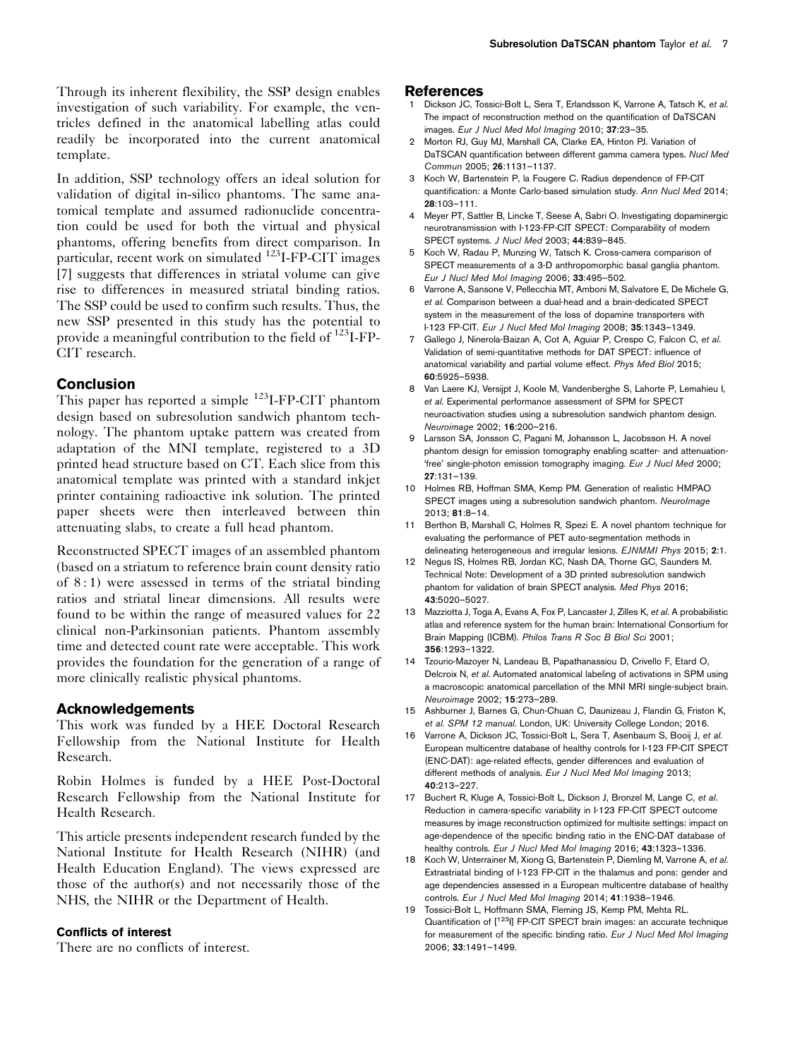Through its inherent flexibility, the SSP design enables investigation of such variability. For example, the ventricles defined in the anatomical labelling atlas could readily be incorporated into the current anatomical template.

In addition, SSP technology offers an ideal solution for validation of digital in-silico phantoms. The same anatomical template and assumed radionuclide concentration could be used for both the virtual and physical phantoms, offering benefits from direct comparison. In particular, recent work on simulated $^{123}$I-FP-CIT images [7] suggests that differences in striatal volume can give rise to differences in measured striatal binding ratios. The SSP could be used to confirm such results. Thus, the new SSP presented in this study has the potential to provide a meaningful contribution to the field of $^{123}$I-FP-CIT research.

## Conclusion

This paper has reported a simple $^{123}$I-FP-CIT phantom design based on subresolution sandwich phantom technology. The phantom uptake pattern was created from adaptation of the MNI template, registered to a 3D printed head structure based on CT. Each slice from this anatomical template was printed with a standard inkjet printer containing radioactive ink solution. The printed paper sheets were then interleaved between thin attenuating slabs, to create a full head phantom.

Reconstructed SPECT images of an assembled phantom (based on a striatum to reference brain count density ratio of 8 : 1) were assessed in terms of the striatal binding ratios and striatal linear dimensions. All results were found to be within the range of measured values for 22 clinical non-Parkinsonian patients. Phantom assembly time and detected count rate were acceptable. This work provides the foundation for the generation of a range of more clinically realistic physical phantoms.

## Acknowledgements

This work was funded by a HEE Doctoral Research Fellowship from the National Institute for Health Research.

Robin Holmes is funded by a HEE Post-Doctoral Research Fellowship from the National Institute for Health Research.

This article presents independent research funded by the National Institute for Health Research (NIHR) (and Health Education England). The views expressed are those of the author(s) and not necessarily those of the NHS, the NIHR or the Department of Health.

### Conflicts of interest

There are no conflicts of interest.

## References

1. Dickson JC, Tossici-Bolt L, Sera T, Erlandsson K, Varrone A, Tatsch K, *et al.* The impact of reconstruction method on the quantification of DaTSCAN images. *Eur J Nucl Med Mol Imaging* 2010; **37**:23–35.
2. Morton RJ, Guy MJ, Marshall CA, Clarke EA, Hinton PJ. Variation of DaTSCAN quantification between different gamma camera types. *Nucl Med Commun* 2005; **26**:1131–1137.
3. Koch W, Bartenstein P, la Fougere C. Radius dependence of FP-CIT quantification: a Monte Carlo-based simulation study. *Ann Nucl Med* 2014; **28**:103–111.
4. Meyer PT, Sattler B, Lincke T, Seese A, Sabri O. Investigating dopaminergic neurotransmission with I-123-FP-CIT SPECT: Comparability of modern SPECT systems. *J Nucl Med* 2003; **44**:839–845.
5. Koch W, Radau P, Munzing W, Tatsch K. Cross-camera comparison of SPECT measurements of a 3-D anthropomorphic basal ganglia phantom. *Eur J Nucl Med Mol Imaging* 2006; **33**:495–502.
6. Varrone A, Sansone V, Pellecchia MT, Amboni M, Salvatore E, De Michele G, *et al.* Comparison between a dual-head and a brain-dedicated SPECT system in the measurement of the loss of dopamine transporters with I-123 FP-CIT. *Eur J Nucl Med Mol Imaging* 2008; **35**:1343–1349.
7. Gallego J, Ninerola-Baizan A, Cot A, Aguiar P, Crespo C, Falcon C, *et al.* Validation of semi-quantitative methods for DAT SPECT: influence of anatomical variability and partial volume effect. *Phys Med Biol* 2015; **60**:5925–5938.
8. Van Laere KJ, Versijpt J, Koole M, Vandenberghe S, Lahorte P, Lemahieu I, *et al.* Experimental performance assessment of SPM for SPECT neuroactivation studies using a subresolution sandwich phantom design. *Neuroimage* 2002; **16**:200–216.
9. Larsson SA, Jonsson C, Pagani M, Johansson L, Jacobsson H. A novel phantom design for emission tomography enabling scatter- and attenuation-'free' single-photon emission tomography imaging. *Eur J Nucl Med* 2000; **27**:131–139.
10. Holmes RB, Hoffman SMA, Kemp PM. Generation of realistic HMPAO SPECT images using a subresolution sandwich phantom. *NeuroImage* 2013; **81**:8–14.
11. Berthon B, Marshall C, Holmes R, Spezi E. A novel phantom technique for evaluating the performance of PET auto-segmentation methods in delineating heterogeneous and irregular lesions. *EJNMMI Phys* 2015; **2**:1.
12. Negus IS, Holmes RB, Jordan KC, Nash DA, Thorne GC, Saunders M. Technical Note: Development of a 3D printed subresolution sandwich phantom for validation of brain SPECT analysis. *Med Phys* 2016; **43**:5020–5027.
13. Mazziotta J, Toga A, Evans A, Fox P, Lancaster J, Zilles K, *et al.* A probabilistic atlas and reference system for the human brain: International Consortium for Brain Mapping (ICBM). *Philos Trans R Soc B Biol Sci* 2001; **356**:1293–1322.
14. Tzourio-Mazoyer N, Landeau B, Papathanassiou D, Crivello F, Etard O, Delcroix N, *et al.* Automated anatomical labeling of activations in SPM using a macroscopic anatomical parcellation of the MNI MRI single-subject brain. *Neuroimage* 2002; **15**:273–289.
15. Ashburner J, Barnes G, Chun-Chuan C, Daunizeau J, Flandin G, Friston K, *et al.* *SPM 12 manual*. London, UK: University College London; 2016.
16. Varrone A, Dickson JC, Tossici-Bolt L, Sera T, Asenbaum S, Booij J, *et al.* European multicentre database of healthy controls for I-123 FP-CIT SPECT (ENC-DAT): age-related effects, gender differences and evaluation of different methods of analysis. *Eur J Nucl Med Mol Imaging* 2013; **40**:213–227.
17. Buchert R, Kluge A, Tossici-Bolt L, Dickson J, Bronzel M, Lange C, *et al.* Reduction in camera-specific variability in I-123 FP-CIT SPECT outcome measures by image reconstruction optimized for multisite settings: impact on age-dependence of the specific binding ratio in the ENC-DAT database of healthy controls. *Eur J Nucl Med Mol Imaging* 2016; **43**:1323–1336.
18. Koch W, Unterrainer M, Xiong G, Bartenstein P, Diemling M, Varrone A, *et al.* Extrastriatal binding of I-123 FP-CIT in the thalamus and pons: gender and age dependencies assessed in a European multicentre database of healthy controls. *Eur J Nucl Med Mol Imaging* 2014; **41**:1938–1946.
19. Tossici-Bolt L, Hoffmann SMA, Fleming JS, Kemp PM, Mehta RL. Quantification of [$^{123}$I] FP-CIT SPECT brain images: an accurate technique for measurement of the specific binding ratio. *Eur J Nucl Med Mol Imaging* 2006; **33**:1491–1499.